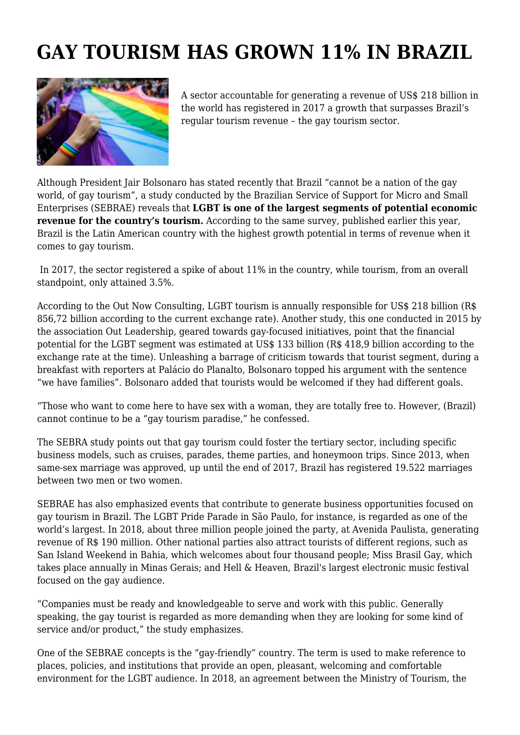# GAY TOURISM HAS GROWN 11% IN BRAZIL

A sector accountable for generating a revenue of US$ 218 billion in the world has registered in 2017 a growth that surpasses Brazil's regular tourism revenue – the gay tourism sector.

Although President Jair Bolsonaro has stated recently that Brazil "cannot be a nation of the gay world, of gay tourism", a study conducted by the Brazilian Service of Support for Micro and Small Enterprises (SEBRAE) reveals that **LGBT is one of the largest segments of potential economic revenue for the country's tourism.** According to the same survey, published earlier this year, Brazil is the Latin American country with the highest growth potential in terms of revenue when it comes to gay tourism.

In 2017, the sector registered a spike of about 11% in the country, while tourism, from an overall standpoint, only attained 3.5%.

According to the Out Now Consulting, LGBT tourism is annually responsible for US$ 218 billion (R$ 856,72 billion according to the current exchange rate). Another study, this one conducted in 2015 by the association Out Leadership, geared towards gay-focused initiatives, point that the financial potential for the LGBT segment was estimated at US$ 133 billion (R$ 418,9 billion according to the exchange rate at the time). Unleashing a barrage of criticism towards that tourist segment, during a breakfast with reporters at Palácio do Planalto, Bolsonaro topped his argument with the sentence "we have families". Bolsonaro added that tourists would be welcomed if they had different goals.

"Those who want to come here to have sex with a woman, they are totally free to. However, (Brazil) cannot continue to be a "gay tourism paradise," he confessed.

The SEBRA study points out that gay tourism could foster the tertiary sector, including specific business models, such as cruises, parades, theme parties, and honeymoon trips. Since 2013, when same-sex marriage was approved, up until the end of 2017, Brazil has registered 19.522 marriages between two men or two women.

SEBRAE has also emphasized events that contribute to generate business opportunities focused on gay tourism in Brazil. The LGBT Pride Parade in São Paulo, for instance, is regarded as one of the world's largest. In 2018, about three million people joined the party, at Avenida Paulista, generating revenue of R$ 190 million. Other national parties also attract tourists of different regions, such as San Island Weekend in Bahia, which welcomes about four thousand people; Miss Brasil Gay, which takes place annually in Minas Gerais; and Hell & Heaven, Brazil's largest electronic music festival focused on the gay audience.

"Companies must be ready and knowledgeable to serve and work with this public. Generally speaking, the gay tourist is regarded as more demanding when they are looking for some kind of service and/or product," the study emphasizes.

One of the SEBRAE concepts is the "gay-friendly" country. The term is used to make reference to places, policies, and institutions that provide an open, pleasant, welcoming and comfortable environment for the LGBT audience. In 2018, an agreement between the Ministry of Tourism, the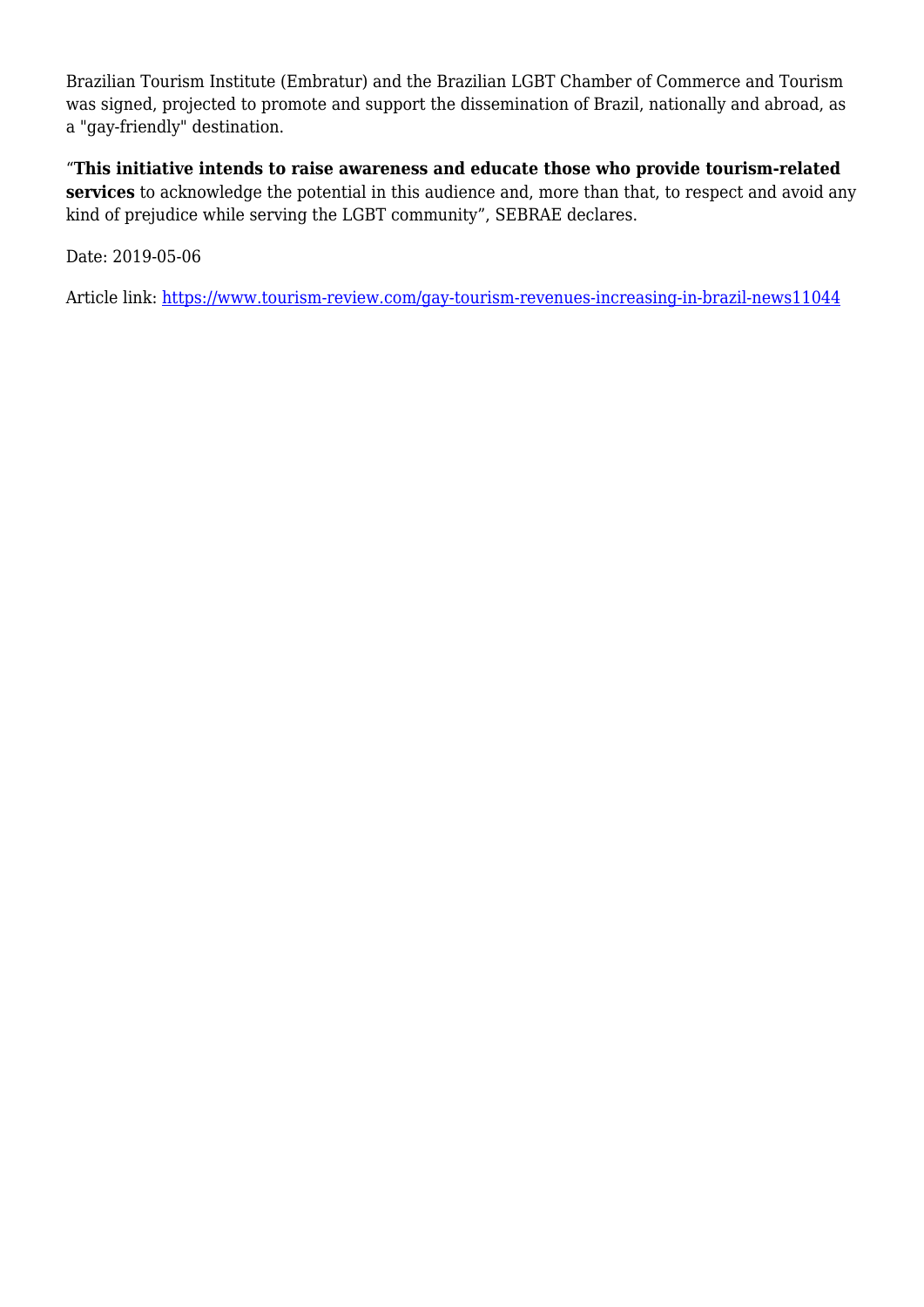Brazilian Tourism Institute (Embratur) and the Brazilian LGBT Chamber of Commerce and Tourism was signed, projected to promote and support the dissemination of Brazil, nationally and abroad, as a "gay-friendly" destination.

"**This initiative intends to raise awareness and educate those who provide tourism-related services** to acknowledge the potential in this audience and, more than that, to respect and avoid any kind of prejudice while serving the LGBT community", SEBRAE declares.

Date: 2019-05-06

Article link: https://www.tourism-review.com/gay-tourism-revenues-increasing-in-brazil-news11044